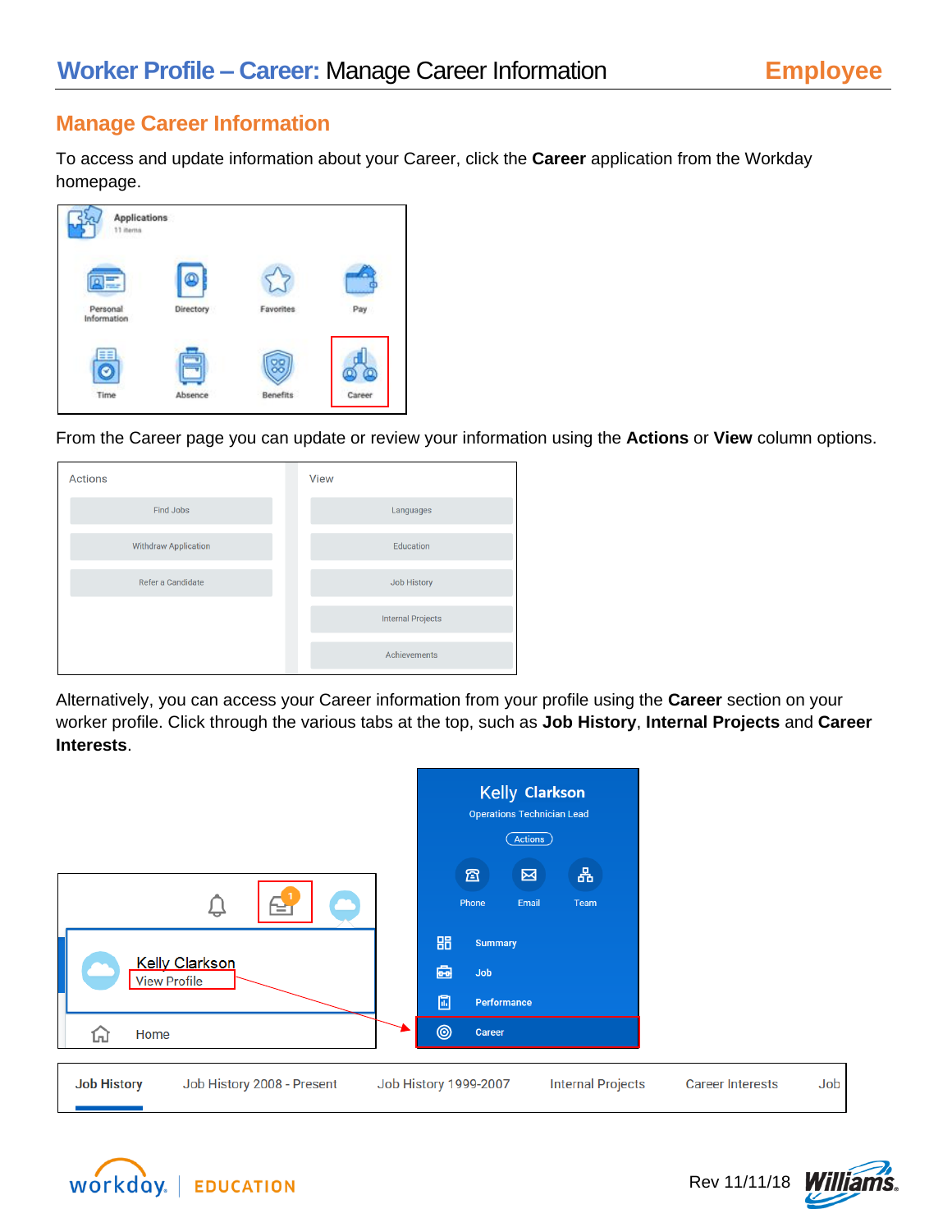# Worker Profile – Career: Manage Career Information

## Manage Career Information

To access and update information about your Career, click the **Career** application from the Workday homepage.

From the Career page you can update or review your information using the **Actions** or **View** column options.

Alternatively, you can access your Career information from your profile using the **Career** section on your worker profile. Click through the various tabs at the top, such as **Job History**, **Internal Projects** and **Career Interests**.

Rev 11/11/18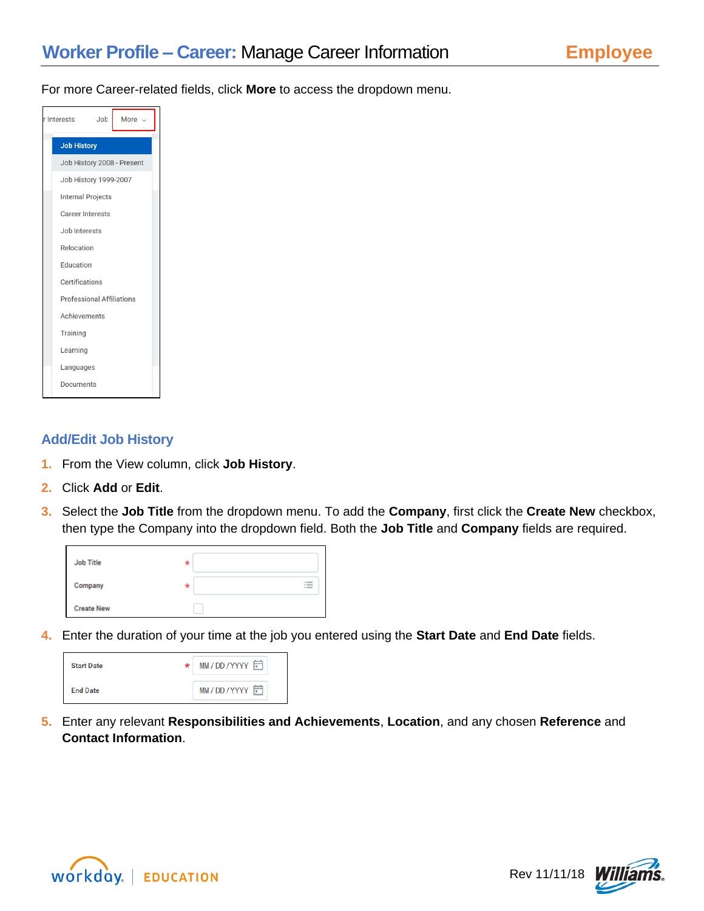For more Career-related fields, click **More** to access the dropdown menu.

## Add/Edit Job History

1. From the View column, click **Job History**.
2. Click **Add** or **Edit**.
3. Select the **Job Title** from the dropdown menu. To add the **Company**, first click the **Create New** checkbox, then type the Company into the dropdown field. Both the **Job Title** and **Company** fields are required.
4. Enter the duration of your time at the job you entered using the **Start Date** and **End Date** fields.
5. Enter any relevant **Responsibilities and Achievements**, **Location**, and any chosen **Reference** and **Contact Information**.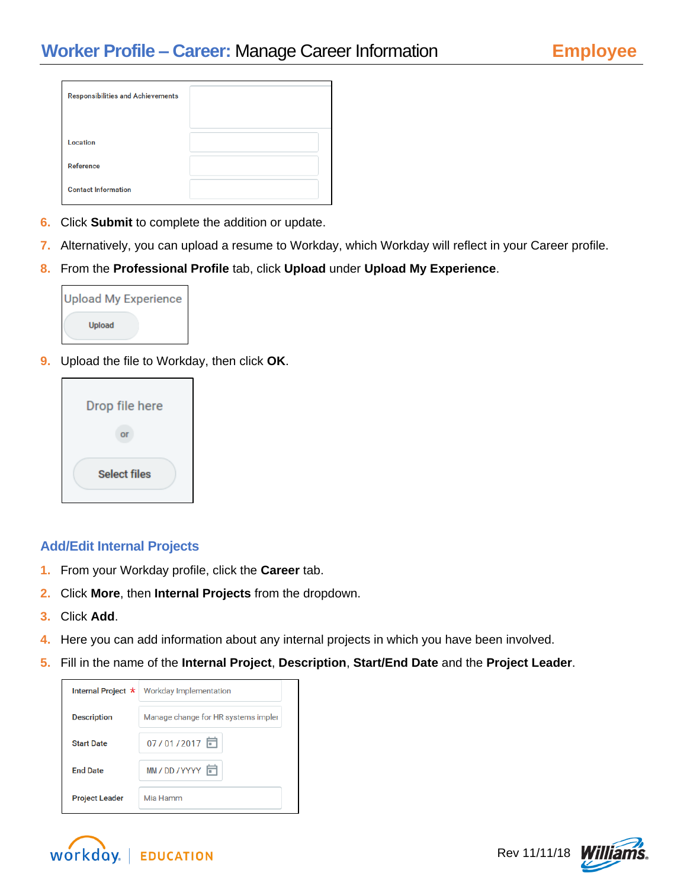| Responsibilities and Achievements | |
|---|---|
| Location | |
| Reference | |
| Contact Information | |

6. Click **Submit** to complete the addition or update.
7. Alternatively, you can upload a resume to Workday, which Workday will reflect in your Career profile.
8. From the **Professional Profile** tab, click **Upload** under **Upload My Experience**.

Upload My Experience

Upload

9. Upload the file to Workday, then click **OK**.

Drop file here

or

Select files

## Add/Edit Internal Projects

1. From your Workday profile, click the **Career** tab.
2. Click **More**, then **Internal Projects** from the dropdown.
3. Click **Add**.
4. Here you can add information about any internal projects in which you have been involved.
5. Fill in the name of the **Internal Project**, **Description**, **Start/End Date** and the **Project Leader**.

| Internal Project * | Workday Implementation |
|---|---|
| Description | Manage change for HR systems impler |
| Start Date | 07 / 01 / 2017 |
| End Date | MM / DD / YYYY |
| Project Leader | Mia Hamm |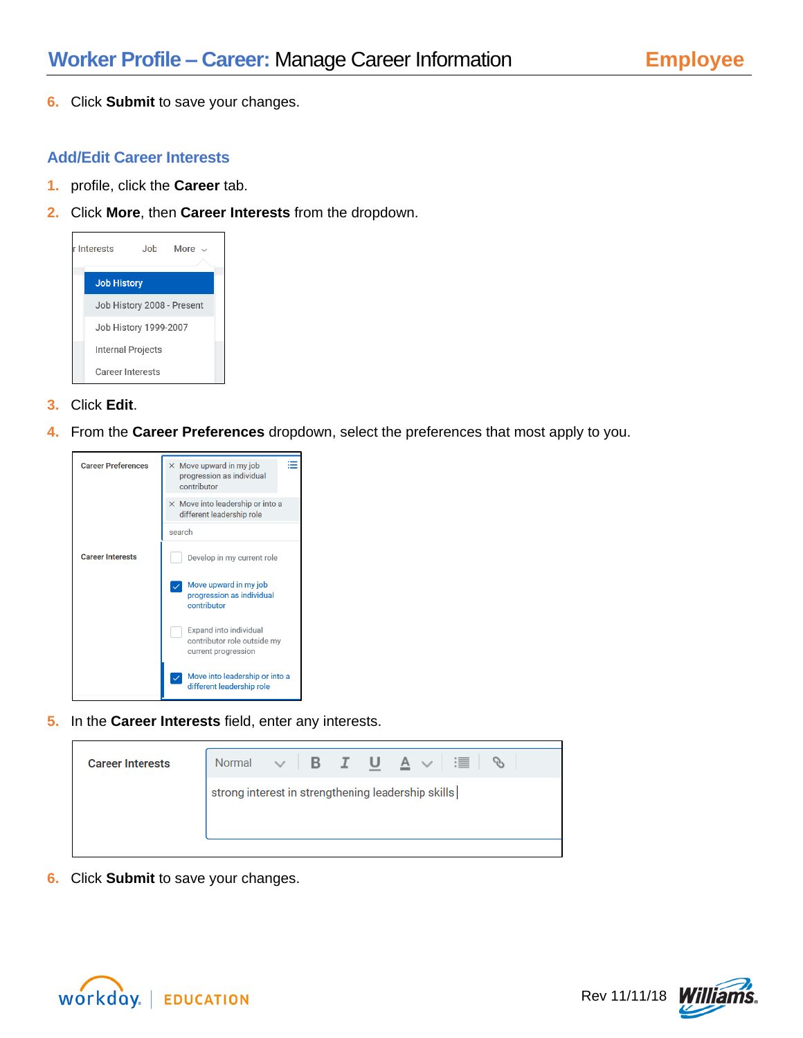6. Click **Submit** to save your changes.

## Add/Edit Career Interests

1. profile, click the **Career** tab.
2. Click **More**, then **Career Interests** from the dropdown.
3. Click **Edit**.
4. From the **Career Preferences** dropdown, select the preferences that most apply to you.
5. In the **Career Interests** field, enter any interests.
6. Click **Submit** to save your changes.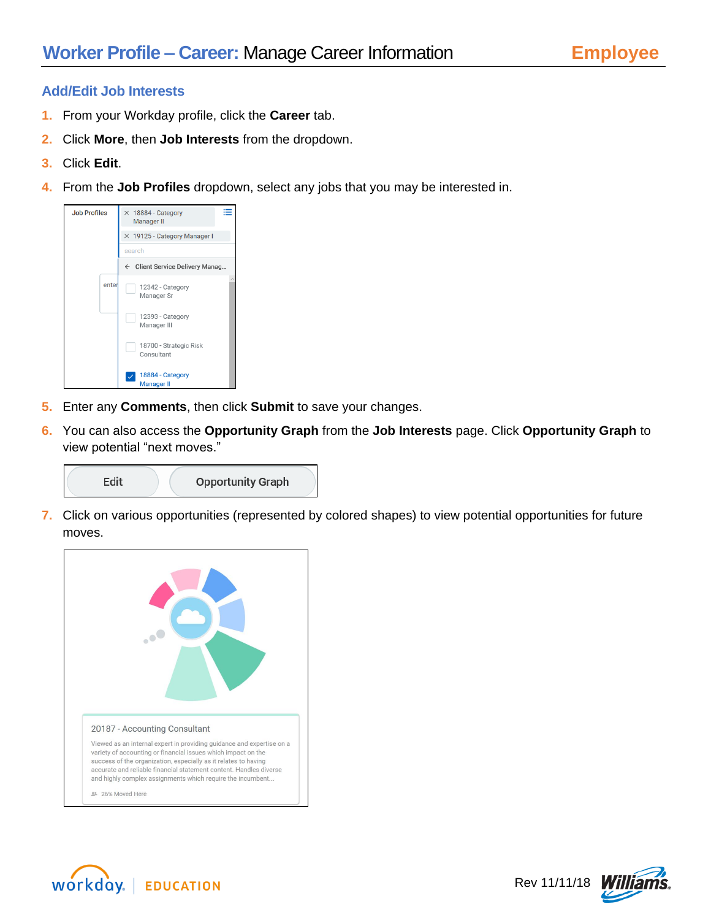## Add/Edit Job Interests

1. From your Workday profile, click the **Career** tab.
2. Click **More**, then **Job Interests** from the dropdown.
3. Click **Edit**.
4. From the **Job Profiles** dropdown, select any jobs that you may be interested in.
5. Enter any **Comments**, then click **Submit** to save your changes.
6. You can also access the **Opportunity Graph** from the **Job Interests** page. Click **Opportunity Graph** to view potential "next moves."
7. Click on various opportunities (represented by colored shapes) to view potential opportunities for future moves.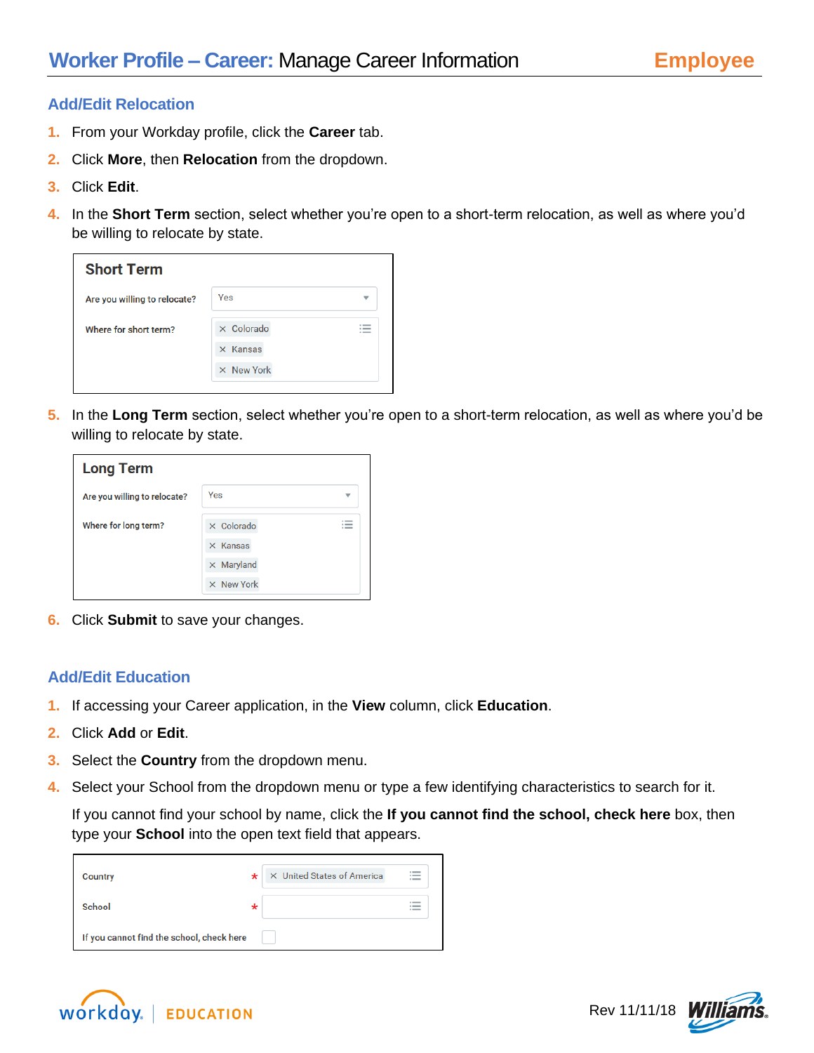## Add/Edit Relocation

1. From your Workday profile, click the **Career** tab.
2. Click **More**, then **Relocation** from the dropdown.
3. Click **Edit**.
4. In the **Short Term** section, select whether you're open to a short-term relocation, as well as where you'd be willing to relocate by state.

   **Short Term**

   Are you willing to relocate? Yes

   Where for short term? × Colorado × Kansas × New York

5. In the **Long Term** section, select whether you're open to a short-term relocation, as well as where you'd be willing to relocate by state.

   **Long Term**

   Are you willing to relocate? Yes

   Where for long term? × Colorado × Kansas × Maryland × New York

6. Click **Submit** to save your changes.

## Add/Edit Education

1. If accessing your Career application, in the **View** column, click **Education**.
2. Click **Add** or **Edit**.
3. Select the **Country** from the dropdown menu.
4. Select your School from the dropdown menu or type a few identifying characteristics to search for it.

   If you cannot find your school by name, click the **If you cannot find the school, check here** box, then type your **School** into the open text field that appears.

   Country * × United States of America

   School *

   If you cannot find the school, check here ☐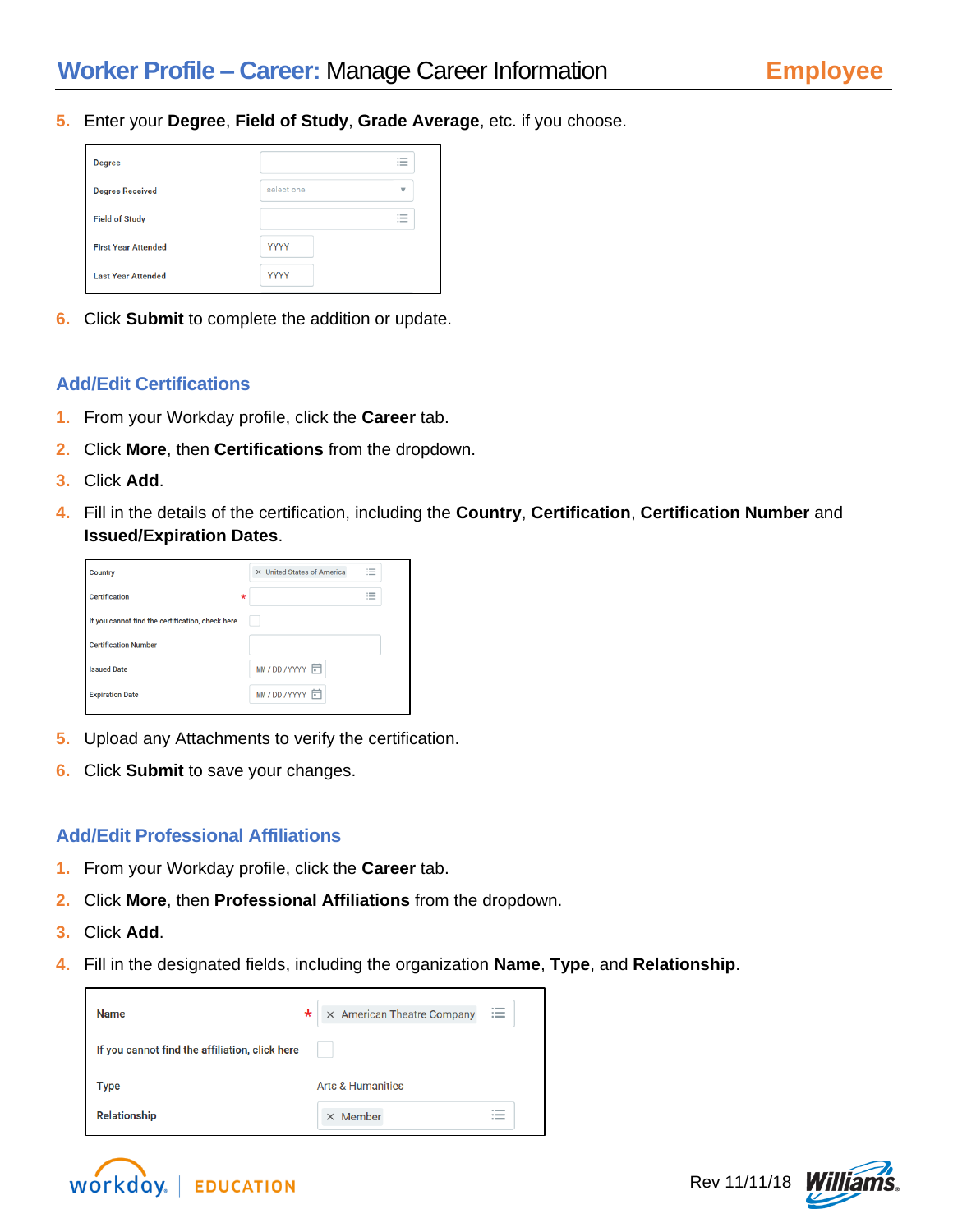5. Enter your **Degree**, **Field of Study**, **Grade Average**, etc. if you choose.

6. Click **Submit** to complete the addition or update.

### Add/Edit Certifications

1. From your Workday profile, click the **Career** tab.
2. Click **More**, then **Certifications** from the dropdown.
3. Click **Add**.
4. Fill in the details of the certification, including the **Country**, **Certification**, **Certification Number** and **Issued/Expiration Dates**.
5. Upload any Attachments to verify the certification.
6. Click **Submit** to save your changes.

### Add/Edit Professional Affiliations

1. From your Workday profile, click the **Career** tab.
2. Click **More**, then **Professional Affiliations** from the dropdown.
3. Click **Add**.
4. Fill in the designated fields, including the organization **Name**, **Type**, and **Relationship**.

Rev 11/11/18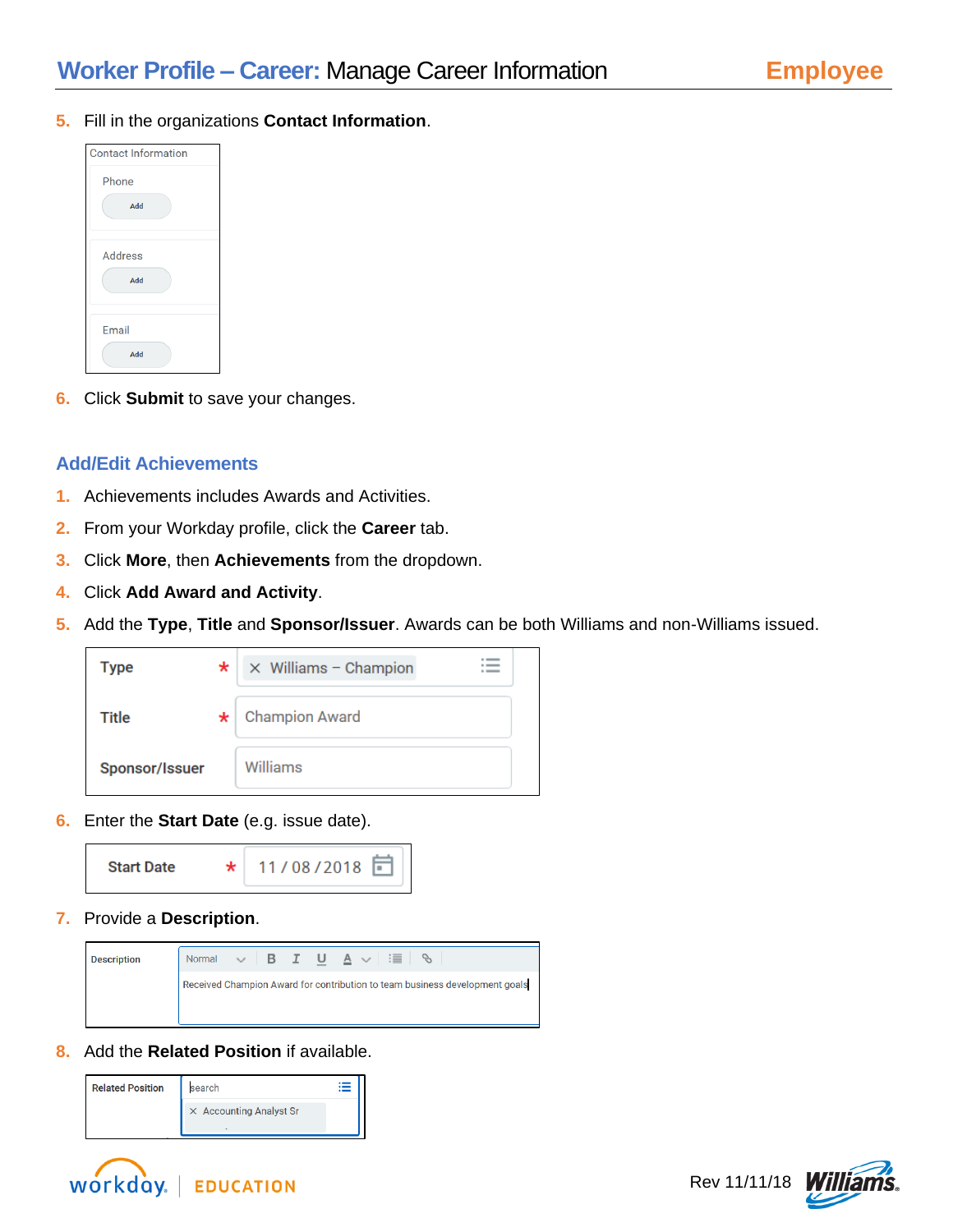5. Fill in the organizations **Contact Information**.

Contact Information

Phone
Add

Address
Add

Email
Add

6. Click **Submit** to save your changes.

## Add/Edit Achievements

1. Achievements includes Awards and Activities.
2. From your Workday profile, click the **Career** tab.
3. Click **More**, then **Achievements** from the dropdown.
4. Click **Add Award and Activity**.
5. Add the **Type**, **Title** and **Sponsor/Issuer**. Awards can be both Williams and non-Williams issued.

| Field | Value |
| --- | --- |
| Type * | Williams – Champion |
| Title * | Champion Award |
| Sponsor/Issuer | Williams |

6. Enter the **Start Date** (e.g. issue date).

| Field | Value |
| --- | --- |
| Start Date * | 11 / 08 / 2018 |

7. Provide a **Description**.

| Field | Value |
| --- | --- |
| Description | Received Champion Award for contribution to team business development goals |

8. Add the **Related Position** if available.

| Field | Value |
| --- | --- |
| Related Position | Accounting Analyst Sr |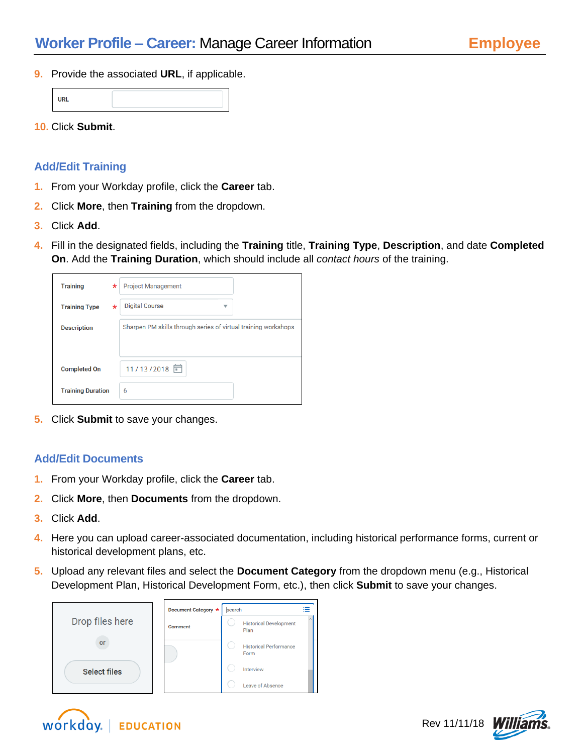9. Provide the associated **URL**, if applicable.

URL

10. Click **Submit**.

## Add/Edit Training

1. From your Workday profile, click the **Career** tab.
2. Click **More**, then **Training** from the dropdown.
3. Click **Add**.
4. Fill in the designated fields, including the **Training** title, **Training Type**, **Description**, and date **Completed On**. Add the **Training Duration**, which should include all *contact hours* of the training.

| | |
|---|---|
| Training * | Project Management |
| Training Type * | Digital Course |
| Description | Sharpen PM skills through series of virtual training workshops |
| Completed On | 11 / 13 / 2018 |
| Training Duration | 6 |

5. Click **Submit** to save your changes.

## Add/Edit Documents

1. From your Workday profile, click the **Career** tab.
2. Click **More**, then **Documents** from the dropdown.
3. Click **Add**.
4. Here you can upload career-associated documentation, including historical performance forms, current or historical development plans, etc.
5. Upload any relevant files and select the **Document Category** from the dropdown menu (e.g., Historical Development Plan, Historical Development Form, etc.), then click **Submit** to save your changes.

Drop files here

or

Select files

Document Category *

Comment

search

Historical Development Plan

Historical Performance Form

Interview

Leave of Absence